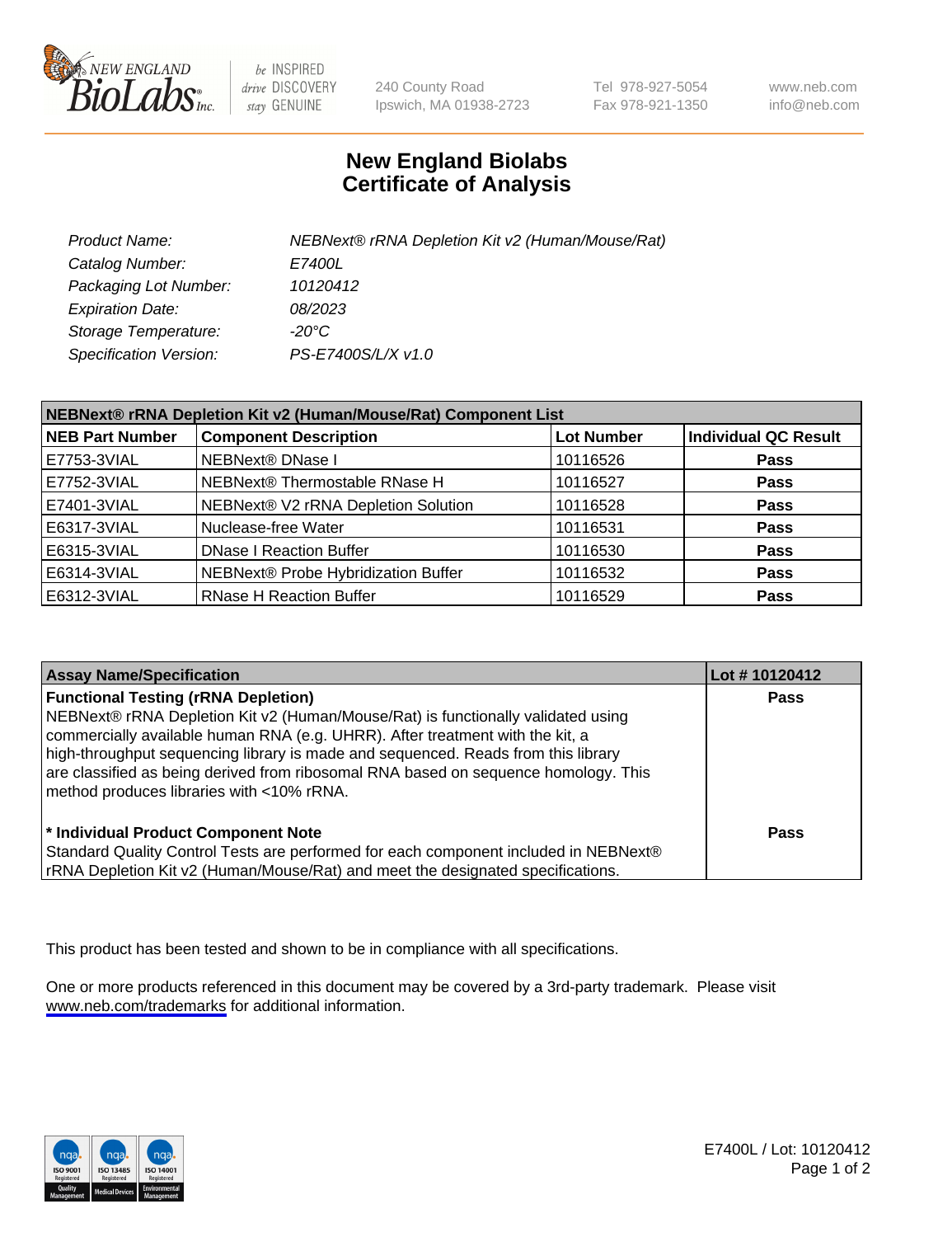# New England Biolabs Certificate of Analysis

| | |
|---|---|
| *Product Name:* | *NEBNext® rRNA Depletion Kit v2 (Human/Mouse/Rat)* |
| *Catalog Number:* | *E7400L* |
| *Packaging Lot Number:* | *10120412* |
| *Expiration Date:* | *08/2023* |
| *Storage Temperature:* | *-20°C* |
| *Specification Version:* | *PS-E7400S/L/X v1.0* |

| NEBNext® rRNA Depletion Kit v2 (Human/Mouse/Rat) Component List | | | |
|---|---|---|---|
| **NEB Part Number** | **Component Description** | **Lot Number** | **Individual QC Result** |
| E7753-3VIAL | NEBNext® DNase I | 10116526 | **Pass** |
| E7752-3VIAL | NEBNext® Thermostable RNase H | 10116527 | **Pass** |
| E7401-3VIAL | NEBNext® V2 rRNA Depletion Solution | 10116528 | **Pass** |
| E6317-3VIAL | Nuclease-free Water | 10116531 | **Pass** |
| E6315-3VIAL | DNase I Reaction Buffer | 10116530 | **Pass** |
| E6314-3VIAL | NEBNext® Probe Hybridization Buffer | 10116532 | **Pass** |
| E6312-3VIAL | RNase H Reaction Buffer | 10116529 | **Pass** |

| Assay Name/Specification | Lot # 10120412 |
|---|---|
| **Functional Testing (rRNA Depletion)** NEBNext® rRNA Depletion Kit v2 (Human/Mouse/Rat) is functionally validated using commercially available human RNA (e.g. UHRR). After treatment with the kit, a high-throughput sequencing library is made and sequenced. Reads from this library are classified as being derived from ribosomal RNA based on sequence homology. This method produces libraries with <10% rRNA. | **Pass** |
| **\* Individual Product Component Note** Standard Quality Control Tests are performed for each component included in NEBNext® rRNA Depletion Kit v2 (Human/Mouse/Rat) and meet the designated specifications. | **Pass** |

This product has been tested and shown to be in compliance with all specifications.

One or more products referenced in this document may be covered by a 3rd-party trademark. Please visit www.neb.com/trademarks for additional information.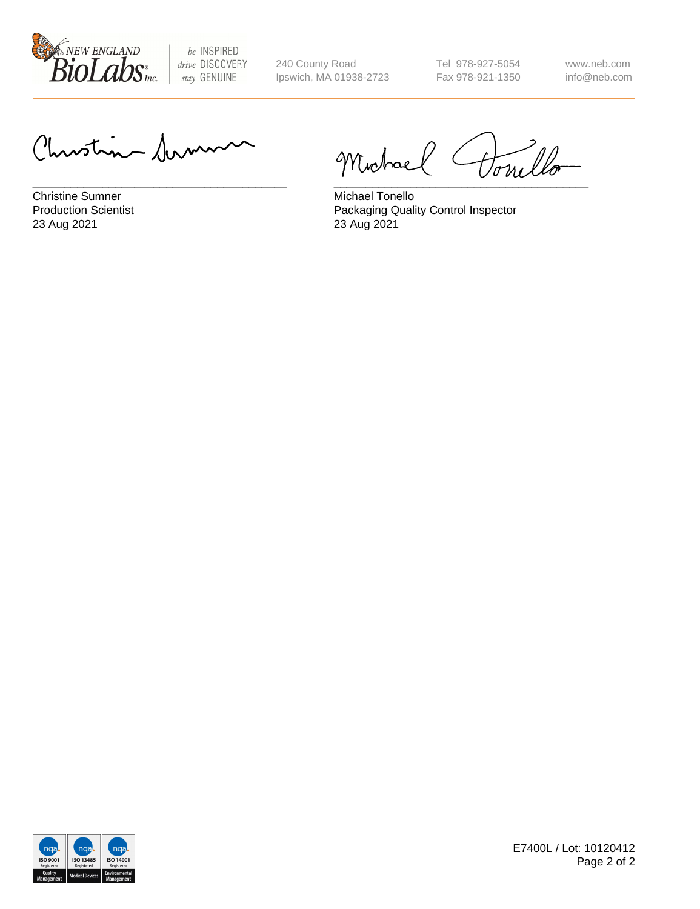Christine Sumner
Production Scientist
23 Aug 2021

Michael Tonello
Packaging Quality Control Inspector
23 Aug 2021

E7400L / Lot: 10120412